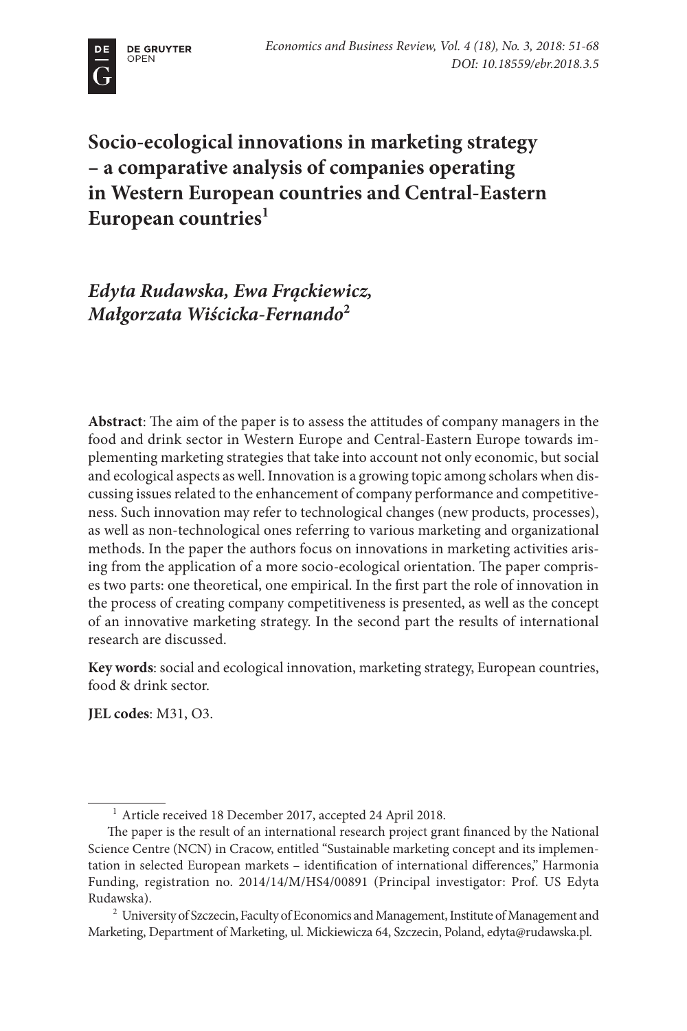# Socio-ecological innovations in marketing strategy – a comparative analysis of companies operating in Western European countries and Central-Eastern European countries[1]

*Edyta Rudawska, Ewa Frąckiewicz, Małgorzata Wiścicka-Fernando*[2]

**Abstract**: The aim of the paper is to assess the attitudes of company managers in the food and drink sector in Western Europe and Central-Eastern Europe towards implementing marketing strategies that take into account not only economic, but social and ecological aspects as well. Innovation is a growing topic among scholars when discussing issues related to the enhancement of company performance and competitiveness. Such innovation may refer to technological changes (new products, processes), as well as non-technological ones referring to various marketing and organizational methods. In the paper the authors focus on innovations in marketing activities arising from the application of a more socio-ecological orientation. The paper comprises two parts: one theoretical, one empirical. In the first part the role of innovation in the process of creating company competitiveness is presented, as well as the concept of an innovative marketing strategy. In the second part the results of international research are discussed.

**Key words**: social and ecological innovation, marketing strategy, European countries, food & drink sector.

**JEL codes**: M31, O3.

---

[1] Article received 18 December 2017, accepted 24 April 2018.

The paper is the result of an international research project grant financed by the National Science Centre (NCN) in Cracow, entitled "Sustainable marketing concept and its implementation in selected European markets – identification of international differences," Harmonia Funding, registration no. 2014/14/M/HS4/00891 (Principal investigator: Prof. US Edyta Rudawska).

[2] University of Szczecin, Faculty of Economics and Management, Institute of Management and Marketing, Department of Marketing, ul. Mickiewicza 64, Szczecin, Poland, edyta@rudawska.pl.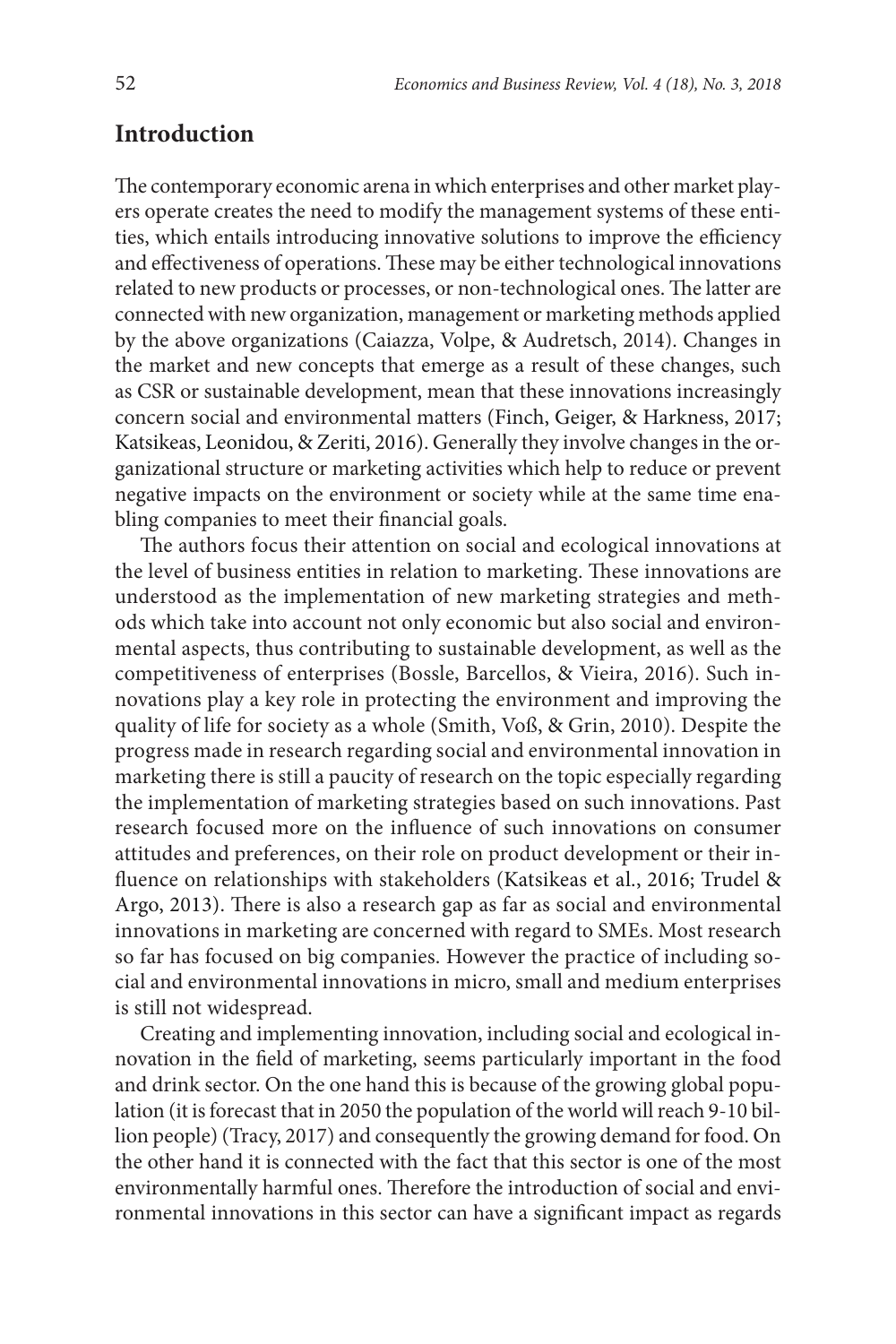## Introduction

The contemporary economic arena in which enterprises and other market players operate creates the need to modify the management systems of these entities, which entails introducing innovative solutions to improve the efficiency and effectiveness of operations. These may be either technological innovations related to new products or processes, or non-technological ones. The latter are connected with new organization, management or marketing methods applied by the above organizations (Caiazza, Volpe, & Audretsch, 2014). Changes in the market and new concepts that emerge as a result of these changes, such as CSR or sustainable development, mean that these innovations increasingly concern social and environmental matters (Finch, Geiger, & Harkness, 2017; Katsikeas, Leonidou, & Zeriti, 2016). Generally they involve changes in the organizational structure or marketing activities which help to reduce or prevent negative impacts on the environment or society while at the same time enabling companies to meet their financial goals.

The authors focus their attention on social and ecological innovations at the level of business entities in relation to marketing. These innovations are understood as the implementation of new marketing strategies and methods which take into account not only economic but also social and environmental aspects, thus contributing to sustainable development, as well as the competitiveness of enterprises (Bossle, Barcellos, & Vieira, 2016). Such innovations play a key role in protecting the environment and improving the quality of life for society as a whole (Smith, Voß, & Grin, 2010). Despite the progress made in research regarding social and environmental innovation in marketing there is still a paucity of research on the topic especially regarding the implementation of marketing strategies based on such innovations. Past research focused more on the influence of such innovations on consumer attitudes and preferences, on their role on product development or their influence on relationships with stakeholders (Katsikeas et al., 2016; Trudel & Argo, 2013). There is also a research gap as far as social and environmental innovations in marketing are concerned with regard to SMEs. Most research so far has focused on big companies. However the practice of including social and environmental innovations in micro, small and medium enterprises is still not widespread.

Creating and implementing innovation, including social and ecological innovation in the field of marketing, seems particularly important in the food and drink sector. On the one hand this is because of the growing global population (it is forecast that in 2050 the population of the world will reach 9-10 billion people) (Tracy, 2017) and consequently the growing demand for food. On the other hand it is connected with the fact that this sector is one of the most environmentally harmful ones. Therefore the introduction of social and environmental innovations in this sector can have a significant impact as regards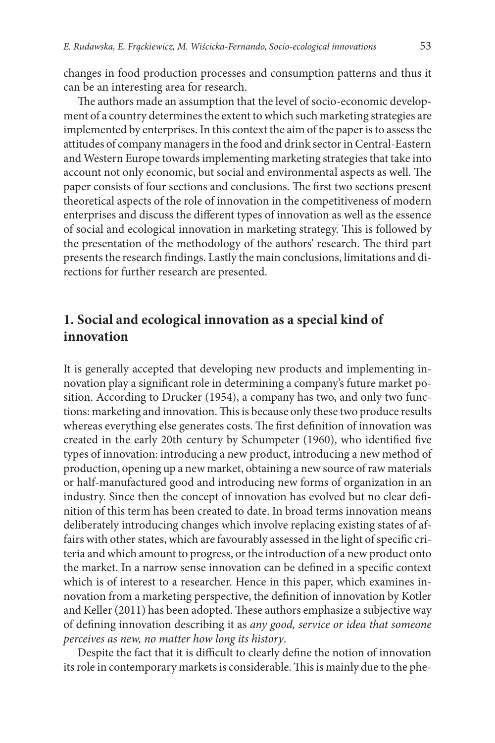changes in food production processes and consumption patterns and thus it can be an interesting area for research.

The authors made an assumption that the level of socio-economic development of a country determines the extent to which such marketing strategies are implemented by enterprises. In this context the aim of the paper is to assess the attitudes of company managers in the food and drink sector in Central-Eastern and Western Europe towards implementing marketing strategies that take into account not only economic, but social and environmental aspects as well. The paper consists of four sections and conclusions. The first two sections present theoretical aspects of the role of innovation in the competitiveness of modern enterprises and discuss the different types of innovation as well as the essence of social and ecological innovation in marketing strategy. This is followed by the presentation of the methodology of the authors' research. The third part presents the research findings. Lastly the main conclusions, limitations and directions for further research are presented.

## 1. Social and ecological innovation as a special kind of innovation

It is generally accepted that developing new products and implementing innovation play a significant role in determining a company's future market position. According to Drucker (1954), a company has two, and only two functions: marketing and innovation. This is because only these two produce results whereas everything else generates costs. The first definition of innovation was created in the early 20th century by Schumpeter (1960), who identified five types of innovation: introducing a new product, introducing a new method of production, opening up a new market, obtaining a new source of raw materials or half-manufactured good and introducing new forms of organization in an industry. Since then the concept of innovation has evolved but no clear definition of this term has been created to date. In broad terms innovation means deliberately introducing changes which involve replacing existing states of affairs with other states, which are favourably assessed in the light of specific criteria and which amount to progress, or the introduction of a new product onto the market. In a narrow sense innovation can be defined in a specific context which is of interest to a researcher. Hence in this paper, which examines innovation from a marketing perspective, the definition of innovation by Kotler and Keller (2011) has been adopted. These authors emphasize a subjective way of defining innovation describing it as *any good, service or idea that someone perceives as new, no matter how long its history*.

Despite the fact that it is difficult to clearly define the notion of innovation its role in contemporary markets is considerable. This is mainly due to the phe-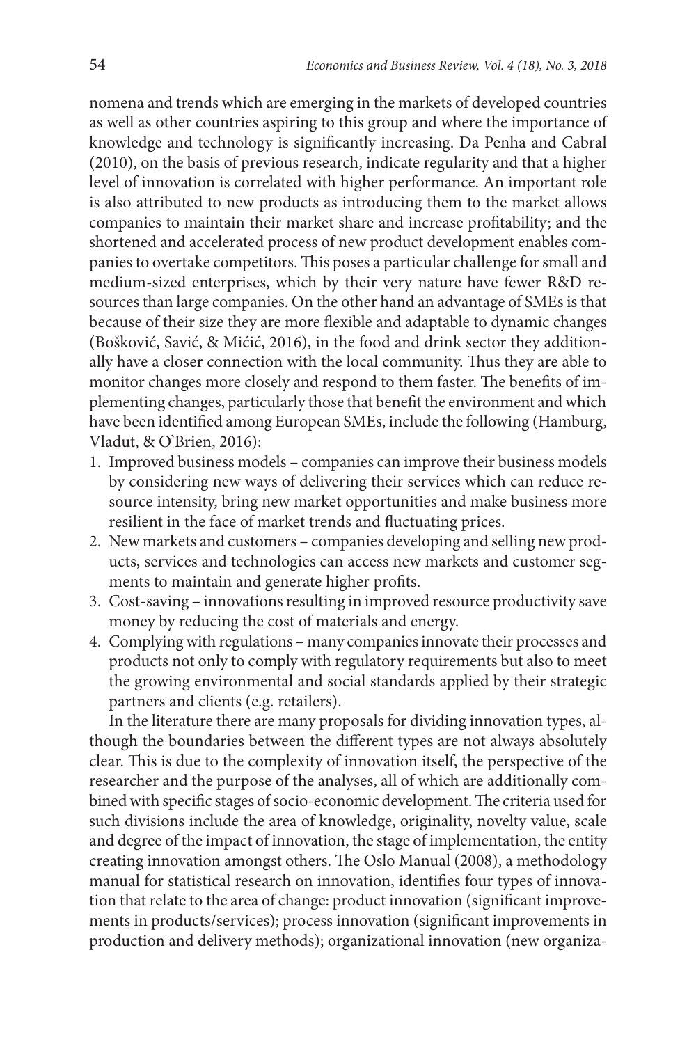nomena and trends which are emerging in the markets of developed countries as well as other countries aspiring to this group and where the importance of knowledge and technology is significantly increasing. Da Penha and Cabral (2010), on the basis of previous research, indicate regularity and that a higher level of innovation is correlated with higher performance. An important role is also attributed to new products as introducing them to the market allows companies to maintain their market share and increase profitability; and the shortened and accelerated process of new product development enables companies to overtake competitors. This poses a particular challenge for small and medium-sized enterprises, which by their very nature have fewer R&D resources than large companies. On the other hand an advantage of SMEs is that because of their size they are more flexible and adaptable to dynamic changes (Bošković, Savić, & Mićić, 2016), in the food and drink sector they additionally have a closer connection with the local community. Thus they are able to monitor changes more closely and respond to them faster. The benefits of implementing changes, particularly those that benefit the environment and which have been identified among European SMEs, include the following (Hamburg, Vladut, & O'Brien, 2016):

1. Improved business models – companies can improve their business models by considering new ways of delivering their services which can reduce resource intensity, bring new market opportunities and make business more resilient in the face of market trends and fluctuating prices.
2. New markets and customers – companies developing and selling new products, services and technologies can access new markets and customer segments to maintain and generate higher profits.
3. Cost-saving – innovations resulting in improved resource productivity save money by reducing the cost of materials and energy.
4. Complying with regulations – many companies innovate their processes and products not only to comply with regulatory requirements but also to meet the growing environmental and social standards applied by their strategic partners and clients (e.g. retailers).

In the literature there are many proposals for dividing innovation types, although the boundaries between the different types are not always absolutely clear. This is due to the complexity of innovation itself, the perspective of the researcher and the purpose of the analyses, all of which are additionally combined with specific stages of socio-economic development. The criteria used for such divisions include the area of knowledge, originality, novelty value, scale and degree of the impact of innovation, the stage of implementation, the entity creating innovation amongst others. The Oslo Manual (2008), a methodology manual for statistical research on innovation, identifies four types of innovation that relate to the area of change: product innovation (significant improvements in products/services); process innovation (significant improvements in production and delivery methods); organizational innovation (new organiza-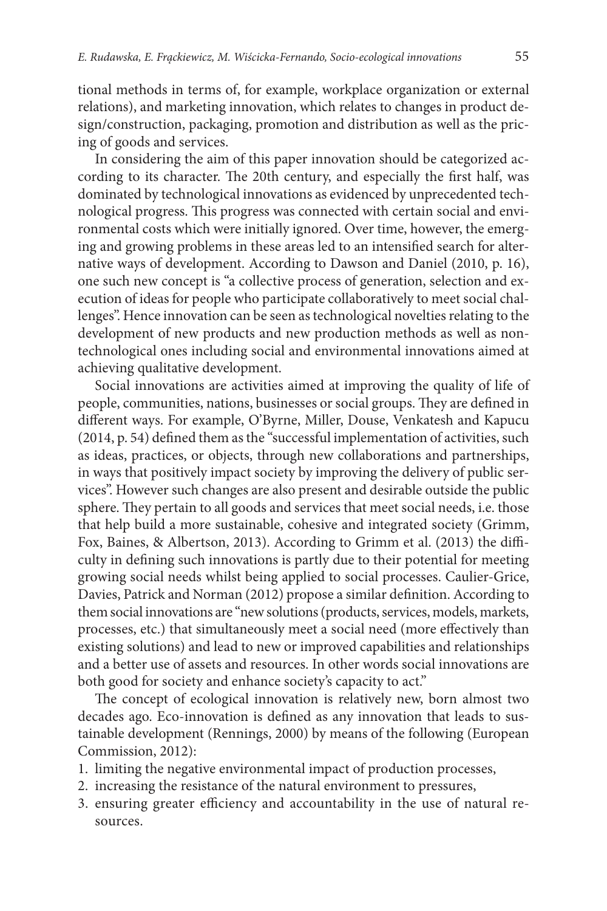tional methods in terms of, for example, workplace organization or external relations), and marketing innovation, which relates to changes in product design/construction, packaging, promotion and distribution as well as the pricing of goods and services.

In considering the aim of this paper innovation should be categorized according to its character. The 20th century, and especially the first half, was dominated by technological innovations as evidenced by unprecedented technological progress. This progress was connected with certain social and environmental costs which were initially ignored. Over time, however, the emerging and growing problems in these areas led to an intensified search for alternative ways of development. According to Dawson and Daniel (2010, p. 16), one such new concept is "a collective process of generation, selection and execution of ideas for people who participate collaboratively to meet social challenges". Hence innovation can be seen as technological novelties relating to the development of new products and new production methods as well as non-technological ones including social and environmental innovations aimed at achieving qualitative development.

Social innovations are activities aimed at improving the quality of life of people, communities, nations, businesses or social groups. They are defined in different ways. For example, O'Byrne, Miller, Douse, Venkatesh and Kapucu (2014, p. 54) defined them as the "successful implementation of activities, such as ideas, practices, or objects, through new collaborations and partnerships, in ways that positively impact society by improving the delivery of public services". However such changes are also present and desirable outside the public sphere. They pertain to all goods and services that meet social needs, i.e. those that help build a more sustainable, cohesive and integrated society (Grimm, Fox, Baines, & Albertson, 2013). According to Grimm et al. (2013) the difficulty in defining such innovations is partly due to their potential for meeting growing social needs whilst being applied to social processes. Caulier-Grice, Davies, Patrick and Norman (2012) propose a similar definition. According to them social innovations are "new solutions (products, services, models, markets, processes, etc.) that simultaneously meet a social need (more effectively than existing solutions) and lead to new or improved capabilities and relationships and a better use of assets and resources. In other words social innovations are both good for society and enhance society's capacity to act."

The concept of ecological innovation is relatively new, born almost two decades ago. Eco-innovation is defined as any innovation that leads to sustainable development (Rennings, 2000) by means of the following (European Commission, 2012):

1. limiting the negative environmental impact of production processes,
2. increasing the resistance of the natural environment to pressures,
3. ensuring greater efficiency and accountability in the use of natural resources.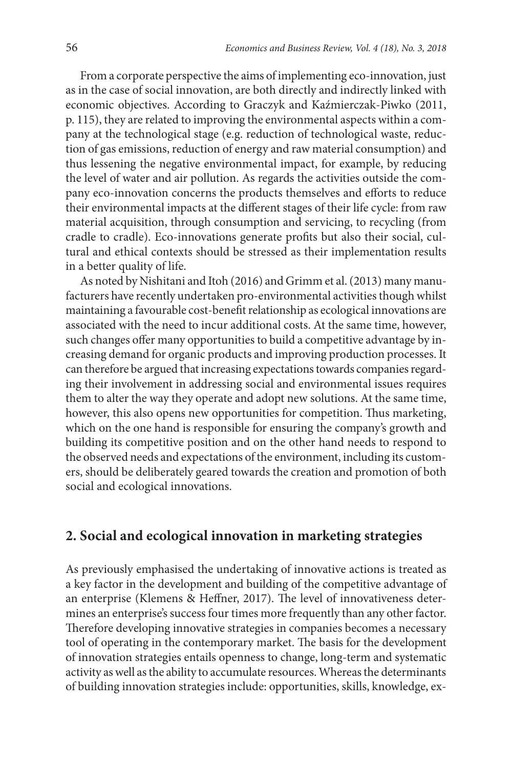From a corporate perspective the aims of implementing eco-innovation, just as in the case of social innovation, are both directly and indirectly linked with economic objectives. According to Graczyk and Kaźmierczak-Piwko (2011, p. 115), they are related to improving the environmental aspects within a company at the technological stage (e.g. reduction of technological waste, reduction of gas emissions, reduction of energy and raw material consumption) and thus lessening the negative environmental impact, for example, by reducing the level of water and air pollution. As regards the activities outside the company eco-innovation concerns the products themselves and efforts to reduce their environmental impacts at the different stages of their life cycle: from raw material acquisition, through consumption and servicing, to recycling (from cradle to cradle). Eco-innovations generate profits but also their social, cultural and ethical contexts should be stressed as their implementation results in a better quality of life.

As noted by Nishitani and Itoh (2016) and Grimm et al. (2013) many manufacturers have recently undertaken pro-environmental activities though whilst maintaining a favourable cost-benefit relationship as ecological innovations are associated with the need to incur additional costs. At the same time, however, such changes offer many opportunities to build a competitive advantage by increasing demand for organic products and improving production processes. It can therefore be argued that increasing expectations towards companies regarding their involvement in addressing social and environmental issues requires them to alter the way they operate and adopt new solutions. At the same time, however, this also opens new opportunities for competition. Thus marketing, which on the one hand is responsible for ensuring the company's growth and building its competitive position and on the other hand needs to respond to the observed needs and expectations of the environment, including its customers, should be deliberately geared towards the creation and promotion of both social and ecological innovations.

## 2. Social and ecological innovation in marketing strategies

As previously emphasised the undertaking of innovative actions is treated as a key factor in the development and building of the competitive advantage of an enterprise (Klemens & Heffner, 2017). The level of innovativeness determines an enterprise's success four times more frequently than any other factor. Therefore developing innovative strategies in companies becomes a necessary tool of operating in the contemporary market. The basis for the development of innovation strategies entails openness to change, long-term and systematic activity as well as the ability to accumulate resources. Whereas the determinants of building innovation strategies include: opportunities, skills, knowledge, ex-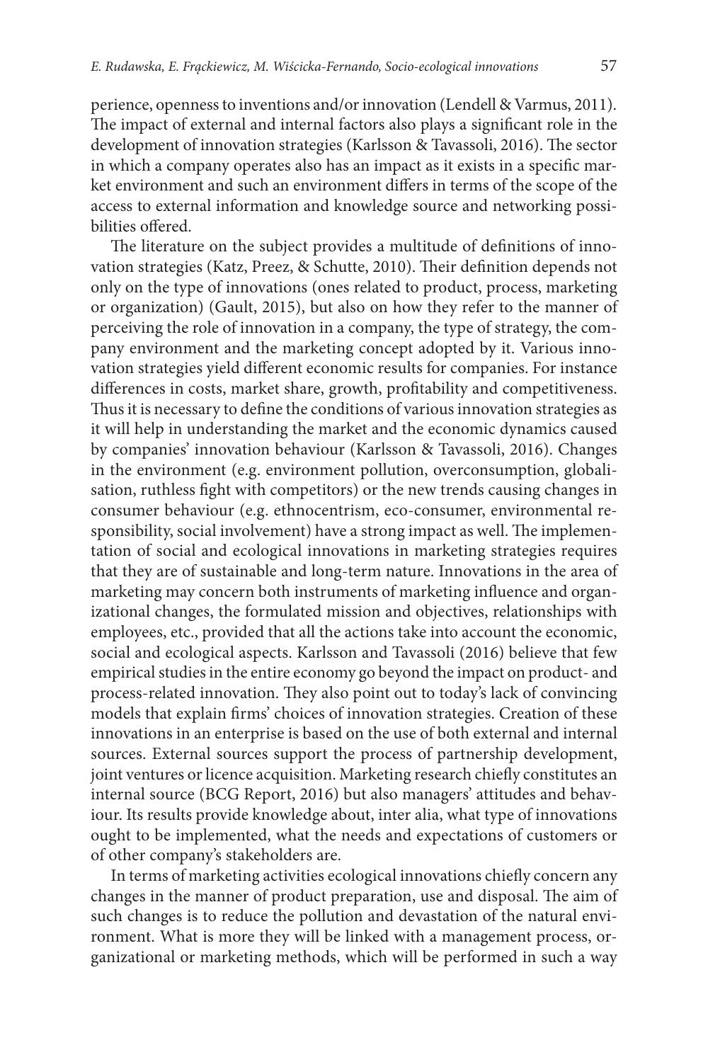perience, openness to inventions and/or innovation (Lendell & Varmus, 2011). The impact of external and internal factors also plays a significant role in the development of innovation strategies (Karlsson & Tavassoli, 2016). The sector in which a company operates also has an impact as it exists in a specific market environment and such an environment differs in terms of the scope of the access to external information and knowledge source and networking possibilities offered.

The literature on the subject provides a multitude of definitions of innovation strategies (Katz, Preez, & Schutte, 2010). Their definition depends not only on the type of innovations (ones related to product, process, marketing or organization) (Gault, 2015), but also on how they refer to the manner of perceiving the role of innovation in a company, the type of strategy, the company environment and the marketing concept adopted by it. Various innovation strategies yield different economic results for companies. For instance differences in costs, market share, growth, profitability and competitiveness. Thus it is necessary to define the conditions of various innovation strategies as it will help in understanding the market and the economic dynamics caused by companies' innovation behaviour (Karlsson & Tavassoli, 2016). Changes in the environment (e.g. environment pollution, overconsumption, globalisation, ruthless fight with competitors) or the new trends causing changes in consumer behaviour (e.g. ethnocentrism, eco-consumer, environmental responsibility, social involvement) have a strong impact as well. The implementation of social and ecological innovations in marketing strategies requires that they are of sustainable and long-term nature. Innovations in the area of marketing may concern both instruments of marketing influence and organizational changes, the formulated mission and objectives, relationships with employees, etc., provided that all the actions take into account the economic, social and ecological aspects. Karlsson and Tavassoli (2016) believe that few empirical studies in the entire economy go beyond the impact on product- and process-related innovation. They also point out to today's lack of convincing models that explain firms' choices of innovation strategies. Creation of these innovations in an enterprise is based on the use of both external and internal sources. External sources support the process of partnership development, joint ventures or licence acquisition. Marketing research chiefly constitutes an internal source (BCG Report, 2016) but also managers' attitudes and behaviour. Its results provide knowledge about, inter alia, what type of innovations ought to be implemented, what the needs and expectations of customers or of other company's stakeholders are.

In terms of marketing activities ecological innovations chiefly concern any changes in the manner of product preparation, use and disposal. The aim of such changes is to reduce the pollution and devastation of the natural environment. What is more they will be linked with a management process, organizational or marketing methods, which will be performed in such a way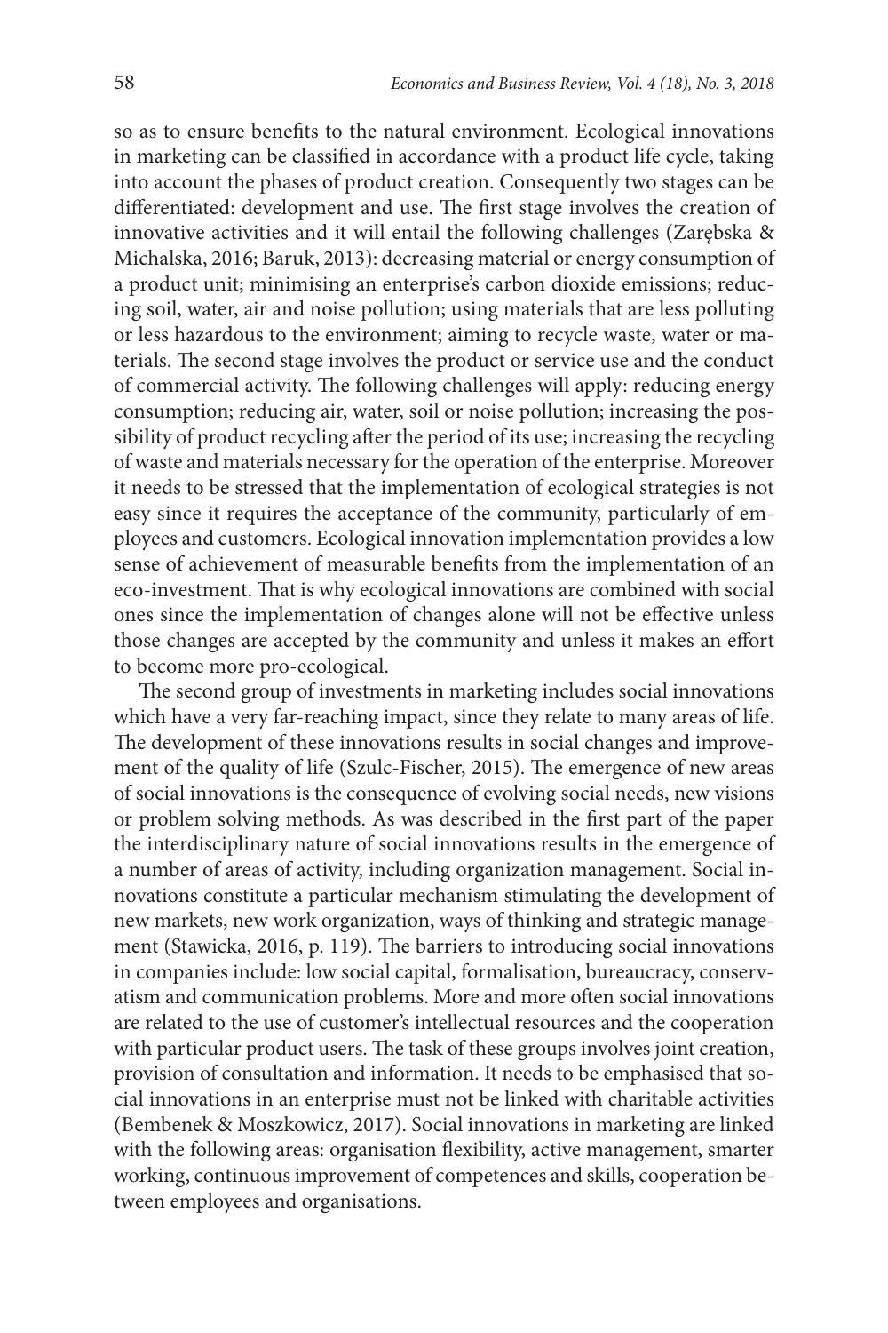so as to ensure benefits to the natural environment. Ecological innovations in marketing can be classified in accordance with a product life cycle, taking into account the phases of product creation. Consequently two stages can be differentiated: development and use. The first stage involves the creation of innovative activities and it will entail the following challenges (Zarębska & Michalska, 2016; Baruk, 2013): decreasing material or energy consumption of a product unit; minimising an enterprise's carbon dioxide emissions; reducing soil, water, air and noise pollution; using materials that are less polluting or less hazardous to the environment; aiming to recycle waste, water or materials. The second stage involves the product or service use and the conduct of commercial activity. The following challenges will apply: reducing energy consumption; reducing air, water, soil or noise pollution; increasing the possibility of product recycling after the period of its use; increasing the recycling of waste and materials necessary for the operation of the enterprise. Moreover it needs to be stressed that the implementation of ecological strategies is not easy since it requires the acceptance of the community, particularly of employees and customers. Ecological innovation implementation provides a low sense of achievement of measurable benefits from the implementation of an eco-investment. That is why ecological innovations are combined with social ones since the implementation of changes alone will not be effective unless those changes are accepted by the community and unless it makes an effort to become more pro-ecological.

The second group of investments in marketing includes social innovations which have a very far-reaching impact, since they relate to many areas of life. The development of these innovations results in social changes and improvement of the quality of life (Szulc-Fischer, 2015). The emergence of new areas of social innovations is the consequence of evolving social needs, new visions or problem solving methods. As was described in the first part of the paper the interdisciplinary nature of social innovations results in the emergence of a number of areas of activity, including organization management. Social innovations constitute a particular mechanism stimulating the development of new markets, new work organization, ways of thinking and strategic management (Stawicka, 2016, p. 119). The barriers to introducing social innovations in companies include: low social capital, formalisation, bureaucracy, conservatism and communication problems. More and more often social innovations are related to the use of customer's intellectual resources and the cooperation with particular product users. The task of these groups involves joint creation, provision of consultation and information. It needs to be emphasised that social innovations in an enterprise must not be linked with charitable activities (Bembenek & Moszkowicz, 2017). Social innovations in marketing are linked with the following areas: organisation flexibility, active management, smarter working, continuous improvement of competences and skills, cooperation between employees and organisations.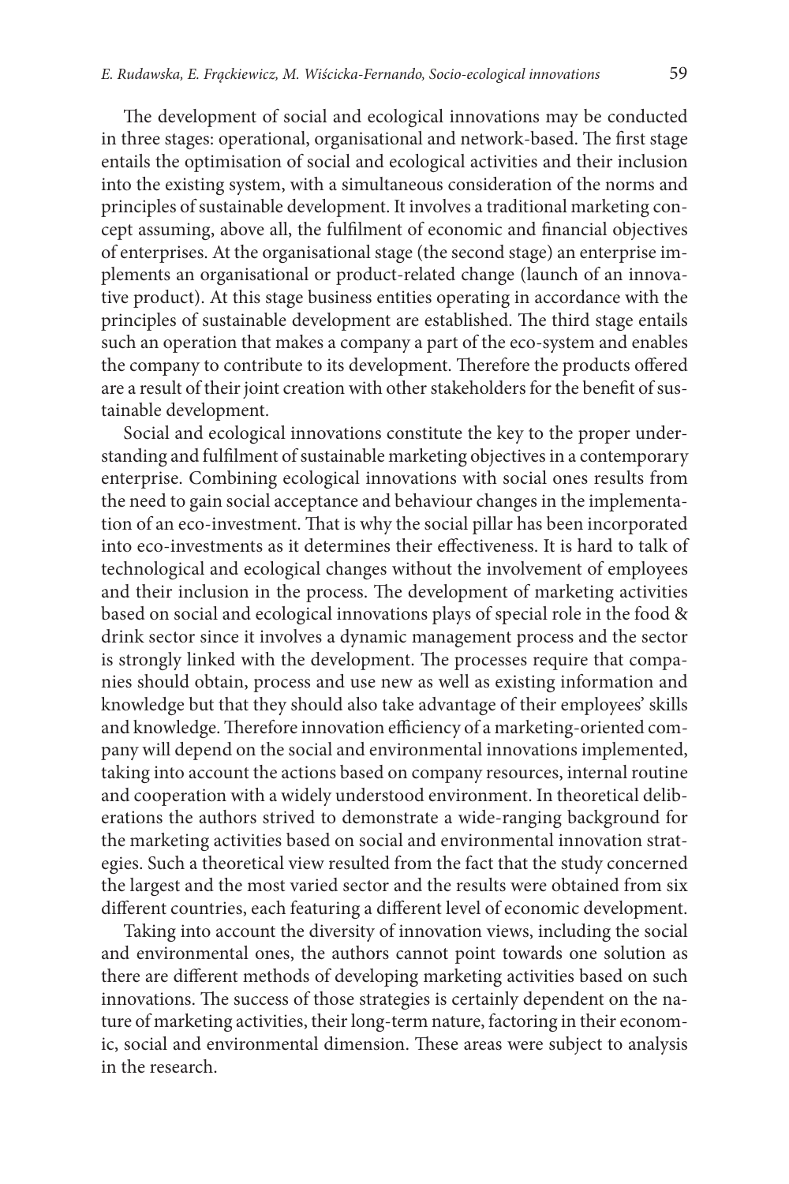The development of social and ecological innovations may be conducted in three stages: operational, organisational and network-based. The first stage entails the optimisation of social and ecological activities and their inclusion into the existing system, with a simultaneous consideration of the norms and principles of sustainable development. It involves a traditional marketing concept assuming, above all, the fulfilment of economic and financial objectives of enterprises. At the organisational stage (the second stage) an enterprise implements an organisational or product-related change (launch of an innovative product). At this stage business entities operating in accordance with the principles of sustainable development are established. The third stage entails such an operation that makes a company a part of the eco-system and enables the company to contribute to its development. Therefore the products offered are a result of their joint creation with other stakeholders for the benefit of sustainable development.

Social and ecological innovations constitute the key to the proper understanding and fulfilment of sustainable marketing objectives in a contemporary enterprise. Combining ecological innovations with social ones results from the need to gain social acceptance and behaviour changes in the implementation of an eco-investment. That is why the social pillar has been incorporated into eco-investments as it determines their effectiveness. It is hard to talk of technological and ecological changes without the involvement of employees and their inclusion in the process. The development of marketing activities based on social and ecological innovations plays of special role in the food & drink sector since it involves a dynamic management process and the sector is strongly linked with the development. The processes require that companies should obtain, process and use new as well as existing information and knowledge but that they should also take advantage of their employees' skills and knowledge. Therefore innovation efficiency of a marketing-oriented company will depend on the social and environmental innovations implemented, taking into account the actions based on company resources, internal routine and cooperation with a widely understood environment. In theoretical deliberations the authors strived to demonstrate a wide-ranging background for the marketing activities based on social and environmental innovation strategies. Such a theoretical view resulted from the fact that the study concerned the largest and the most varied sector and the results were obtained from six different countries, each featuring a different level of economic development.

Taking into account the diversity of innovation views, including the social and environmental ones, the authors cannot point towards one solution as there are different methods of developing marketing activities based on such innovations. The success of those strategies is certainly dependent on the nature of marketing activities, their long-term nature, factoring in their economic, social and environmental dimension. These areas were subject to analysis in the research.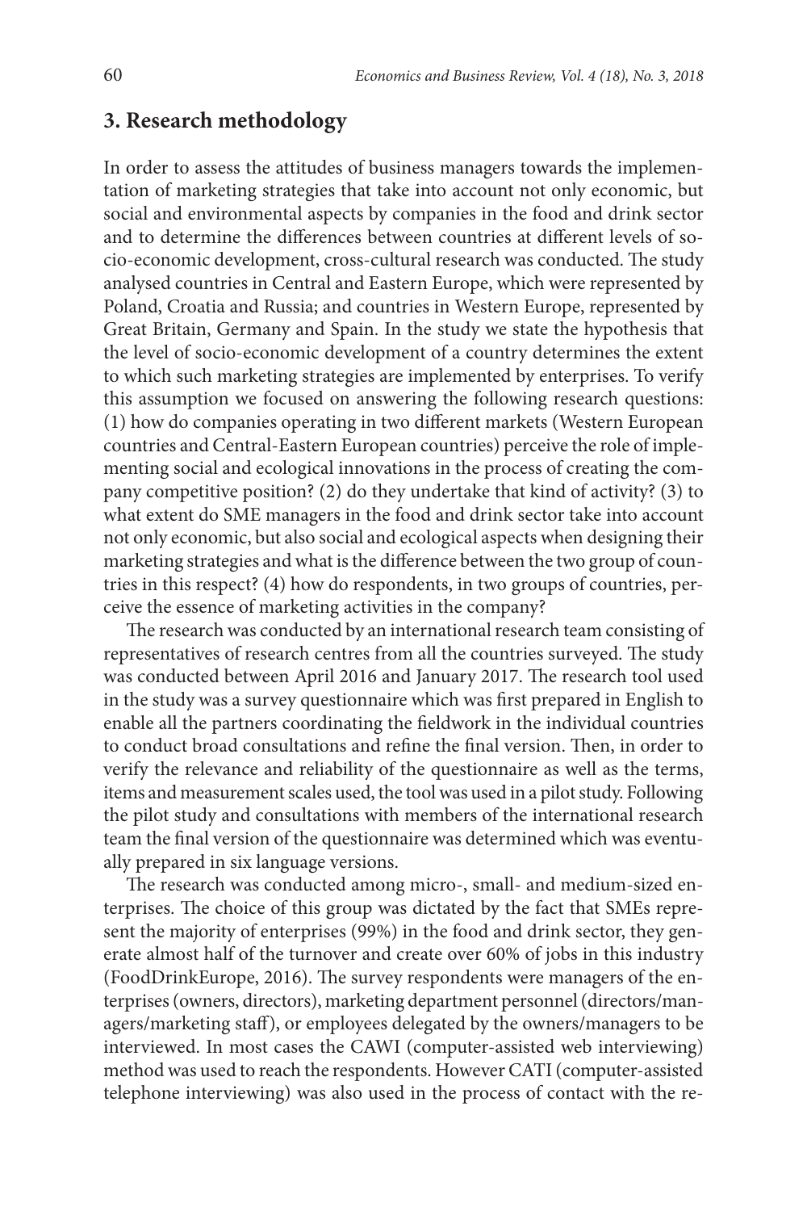## 3. Research methodology

In order to assess the attitudes of business managers towards the implementation of marketing strategies that take into account not only economic, but social and environmental aspects by companies in the food and drink sector and to determine the differences between countries at different levels of socio-economic development, cross-cultural research was conducted. The study analysed countries in Central and Eastern Europe, which were represented by Poland, Croatia and Russia; and countries in Western Europe, represented by Great Britain, Germany and Spain. In the study we state the hypothesis that the level of socio-economic development of a country determines the extent to which such marketing strategies are implemented by enterprises. To verify this assumption we focused on answering the following research questions: (1) how do companies operating in two different markets (Western European countries and Central-Eastern European countries) perceive the role of implementing social and ecological innovations in the process of creating the company competitive position? (2) do they undertake that kind of activity? (3) to what extent do SME managers in the food and drink sector take into account not only economic, but also social and ecological aspects when designing their marketing strategies and what is the difference between the two group of countries in this respect? (4) how do respondents, in two groups of countries, perceive the essence of marketing activities in the company?

The research was conducted by an international research team consisting of representatives of research centres from all the countries surveyed. The study was conducted between April 2016 and January 2017. The research tool used in the study was a survey questionnaire which was first prepared in English to enable all the partners coordinating the fieldwork in the individual countries to conduct broad consultations and refine the final version. Then, in order to verify the relevance and reliability of the questionnaire as well as the terms, items and measurement scales used, the tool was used in a pilot study. Following the pilot study and consultations with members of the international research team the final version of the questionnaire was determined which was eventually prepared in six language versions.

The research was conducted among micro-, small- and medium-sized enterprises. The choice of this group was dictated by the fact that SMEs represent the majority of enterprises (99%) in the food and drink sector, they generate almost half of the turnover and create over 60% of jobs in this industry (FoodDrinkEurope, 2016). The survey respondents were managers of the enterprises (owners, directors), marketing department personnel (directors/managers/marketing staff), or employees delegated by the owners/managers to be interviewed. In most cases the CAWI (computer-assisted web interviewing) method was used to reach the respondents. However CATI (computer-assisted telephone interviewing) was also used in the process of contact with the re-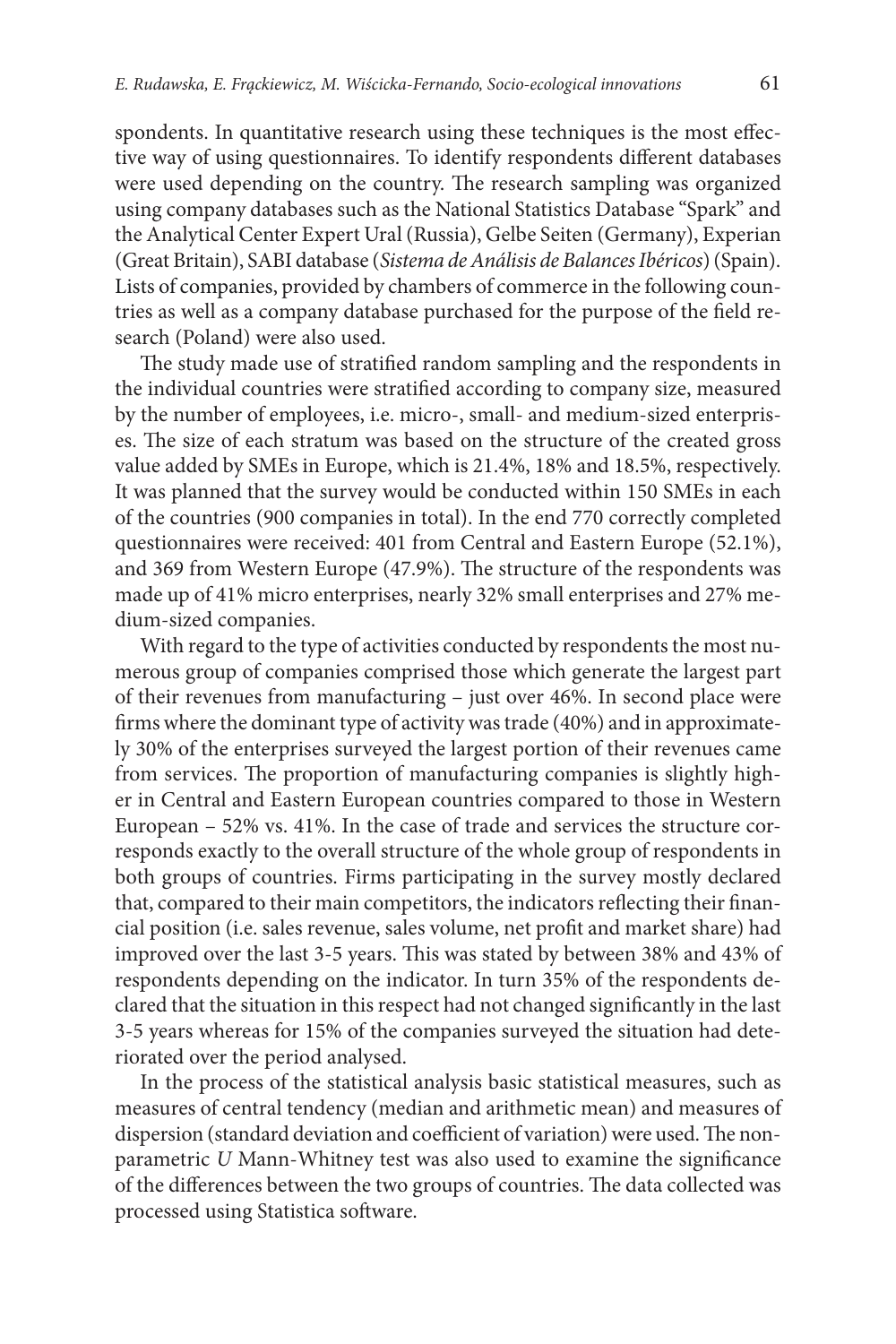spondents. In quantitative research using these techniques is the most effective way of using questionnaires. To identify respondents different databases were used depending on the country. The research sampling was organized using company databases such as the National Statistics Database "Spark" and the Analytical Center Expert Ural (Russia), Gelbe Seiten (Germany), Experian (Great Britain), SABI database (*Sistema de Análisis de Balances Ibéricos*) (Spain). Lists of companies, provided by chambers of commerce in the following countries as well as a company database purchased for the purpose of the field research (Poland) were also used.

The study made use of stratified random sampling and the respondents in the individual countries were stratified according to company size, measured by the number of employees, i.e. micro-, small- and medium-sized enterprises. The size of each stratum was based on the structure of the created gross value added by SMEs in Europe, which is 21.4%, 18% and 18.5%, respectively. It was planned that the survey would be conducted within 150 SMEs in each of the countries (900 companies in total). In the end 770 correctly completed questionnaires were received: 401 from Central and Eastern Europe (52.1%), and 369 from Western Europe (47.9%). The structure of the respondents was made up of 41% micro enterprises, nearly 32% small enterprises and 27% medium-sized companies.

With regard to the type of activities conducted by respondents the most numerous group of companies comprised those which generate the largest part of their revenues from manufacturing – just over 46%. In second place were firms where the dominant type of activity was trade (40%) and in approximately 30% of the enterprises surveyed the largest portion of their revenues came from services. The proportion of manufacturing companies is slightly higher in Central and Eastern European countries compared to those in Western European – 52% vs. 41%. In the case of trade and services the structure corresponds exactly to the overall structure of the whole group of respondents in both groups of countries. Firms participating in the survey mostly declared that, compared to their main competitors, the indicators reflecting their financial position (i.e. sales revenue, sales volume, net profit and market share) had improved over the last 3-5 years. This was stated by between 38% and 43% of respondents depending on the indicator. In turn 35% of the respondents declared that the situation in this respect had not changed significantly in the last 3-5 years whereas for 15% of the companies surveyed the situation had deteriorated over the period analysed.

In the process of the statistical analysis basic statistical measures, such as measures of central tendency (median and arithmetic mean) and measures of dispersion (standard deviation and coefficient of variation) were used. The nonparametric *U* Mann-Whitney test was also used to examine the significance of the differences between the two groups of countries. The data collected was processed using Statistica software.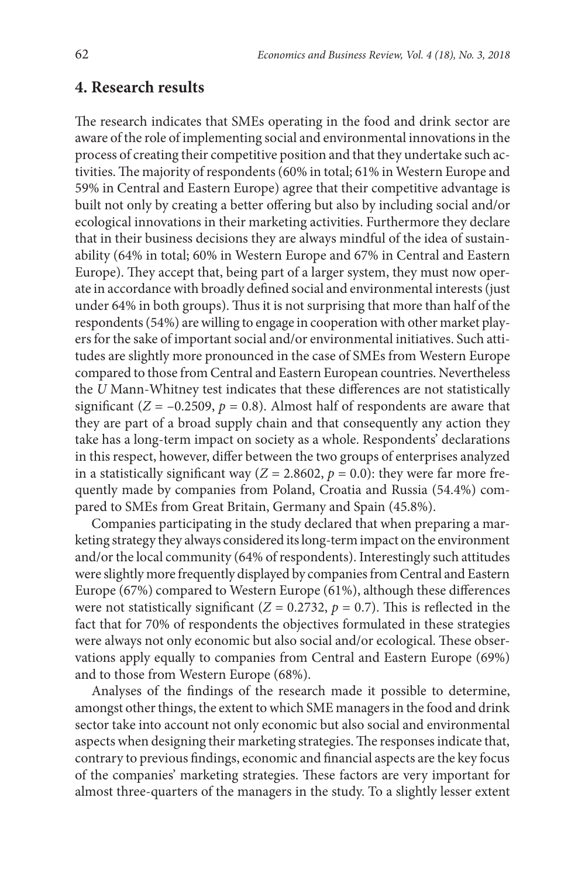## 4. Research results

The research indicates that SMEs operating in the food and drink sector are aware of the role of implementing social and environmental innovations in the process of creating their competitive position and that they undertake such activities. The majority of respondents (60% in total; 61% in Western Europe and 59% in Central and Eastern Europe) agree that their competitive advantage is built not only by creating a better offering but also by including social and/or ecological innovations in their marketing activities. Furthermore they declare that in their business decisions they are always mindful of the idea of sustainability (64% in total; 60% in Western Europe and 67% in Central and Eastern Europe). They accept that, being part of a larger system, they must now operate in accordance with broadly defined social and environmental interests (just under 64% in both groups). Thus it is not surprising that more than half of the respondents (54%) are willing to engage in cooperation with other market players for the sake of important social and/or environmental initiatives. Such attitudes are slightly more pronounced in the case of SMEs from Western Europe compared to those from Central and Eastern European countries. Nevertheless the *U* Mann-Whitney test indicates that these differences are not statistically significant ($Z = -0.2509$, $p = 0.8$). Almost half of respondents are aware that they are part of a broad supply chain and that consequently any action they take has a long-term impact on society as a whole. Respondents' declarations in this respect, however, differ between the two groups of enterprises analyzed in a statistically significant way ($Z = 2.8602$, $p = 0.0$): they were far more frequently made by companies from Poland, Croatia and Russia (54.4%) compared to SMEs from Great Britain, Germany and Spain (45.8%).

Companies participating in the study declared that when preparing a marketing strategy they always considered its long-term impact on the environment and/or the local community (64% of respondents). Interestingly such attitudes were slightly more frequently displayed by companies from Central and Eastern Europe (67%) compared to Western Europe (61%), although these differences were not statistically significant ($Z = 0.2732$, $p = 0.7$). This is reflected in the fact that for 70% of respondents the objectives formulated in these strategies were always not only economic but also social and/or ecological. These observations apply equally to companies from Central and Eastern Europe (69%) and to those from Western Europe (68%).

Analyses of the findings of the research made it possible to determine, amongst other things, the extent to which SME managers in the food and drink sector take into account not only economic but also social and environmental aspects when designing their marketing strategies. The responses indicate that, contrary to previous findings, economic and financial aspects are the key focus of the companies' marketing strategies. These factors are very important for almost three-quarters of the managers in the study. To a slightly lesser extent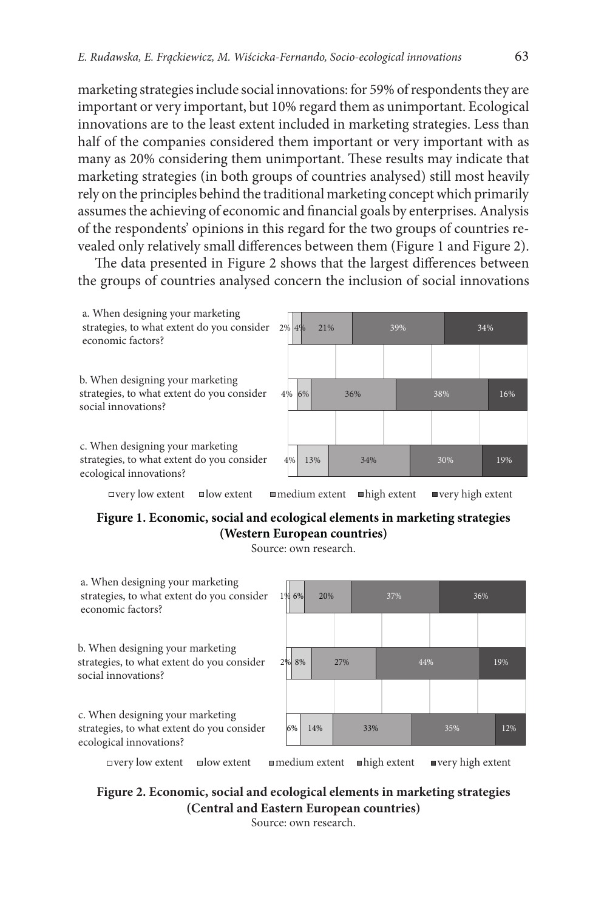marketing strategies include social innovations: for 59% of respondents they are important or very important, but 10% regard them as unimportant. Ecological innovations are to the least extent included in marketing strategies. Less than half of the companies considered them important or very important with as many as 20% considering them unimportant. These results may indicate that marketing strategies (in both groups of countries analysed) still most heavily rely on the principles behind the traditional marketing concept which primarily assumes the achieving of economic and financial goals by enterprises. Analysis of the respondents' opinions in this regard for the two groups of countries revealed only relatively small differences between them (Figure 1 and Figure 2).

The data presented in Figure 2 shows that the largest differences between the groups of countries analysed concern the inclusion of social innovations

| Question | very low extent | low extent | medium extent | high extent | very high extent |
|---|---|---|---|---|---|
| a. When designing your marketing strategies, to what extent do you consider economic factors? | 2% | 4% | 21% | 39% | 34% |
| b. When designing your marketing strategies, to what extent do you consider social innovations? | 4% | 6% | 36% | 38% | 16% |
| c. When designing your marketing strategies, to what extent do you consider ecological innovations? | 4% | 13% | 34% | 30% | 19% |

**Figure 1. Economic, social and ecological elements in marketing strategies (Western European countries)**

Source: own research.

| Question | very low extent | low extent | medium extent | high extent | very high extent |
|---|---|---|---|---|---|
| a. When designing your marketing strategies, to what extent do you consider economic factors? | 1% | 6% | 20% | 37% | 36% |
| b. When designing your marketing strategies, to what extent do you consider social innovations? | 2% | 8% | 27% | 44% | 19% |
| c. When designing your marketing strategies, to what extent do you consider ecological innovations? | 6% | 14% | 33% | 35% | 12% |

**Figure 2. Economic, social and ecological elements in marketing strategies (Central and Eastern European countries)**

Source: own research.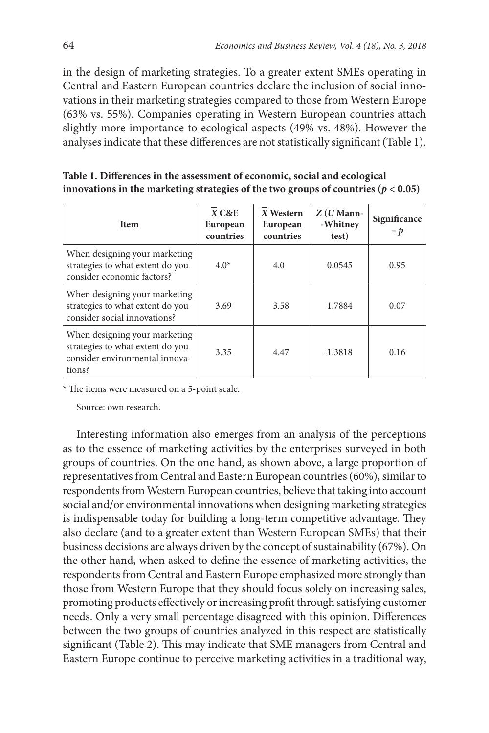in the design of marketing strategies. To a greater extent SMEs operating in Central and Eastern European countries declare the inclusion of social innovations in their marketing strategies compared to those from Western Europe (63% vs. 55%). Companies operating in Western European countries attach slightly more importance to ecological aspects (49% vs. 48%). However the analyses indicate that these differences are not statistically significant (Table 1).

**Table 1. Differences in the assessment of economic, social and ecological innovations in the marketing strategies of the two groups of countries ($p < 0.05$)**

| Item | $\bar{X}$ C&E European countries | $\bar{X}$ Western European countries | $Z$ ($U$ Mann--Whitney test) | Significance – $p$ |
|---|---|---|---|---|
| When designing your marketing strategies to what extent do you consider economic factors? | 4.0* | 4.0 | 0.0545 | 0.95 |
| When designing your marketing strategies to what extent do you consider social innovations? | 3.69 | 3.58 | 1.7884 | 0.07 |
| When designing your marketing strategies to what extent do you consider environmental innovations? | 3.35 | 4.47 | −1.3818 | 0.16 |

\* The items were measured on a 5-point scale.

Source: own research.

Interesting information also emerges from an analysis of the perceptions as to the essence of marketing activities by the enterprises surveyed in both groups of countries. On the one hand, as shown above, a large proportion of representatives from Central and Eastern European countries (60%), similar to respondents from Western European countries, believe that taking into account social and/or environmental innovations when designing marketing strategies is indispensable today for building a long-term competitive advantage. They also declare (and to a greater extent than Western European SMEs) that their business decisions are always driven by the concept of sustainability (67%). On the other hand, when asked to define the essence of marketing activities, the respondents from Central and Eastern Europe emphasized more strongly than those from Western Europe that they should focus solely on increasing sales, promoting products effectively or increasing profit through satisfying customer needs. Only a very small percentage disagreed with this opinion. Differences between the two groups of countries analyzed in this respect are statistically significant (Table 2). This may indicate that SME managers from Central and Eastern Europe continue to perceive marketing activities in a traditional way,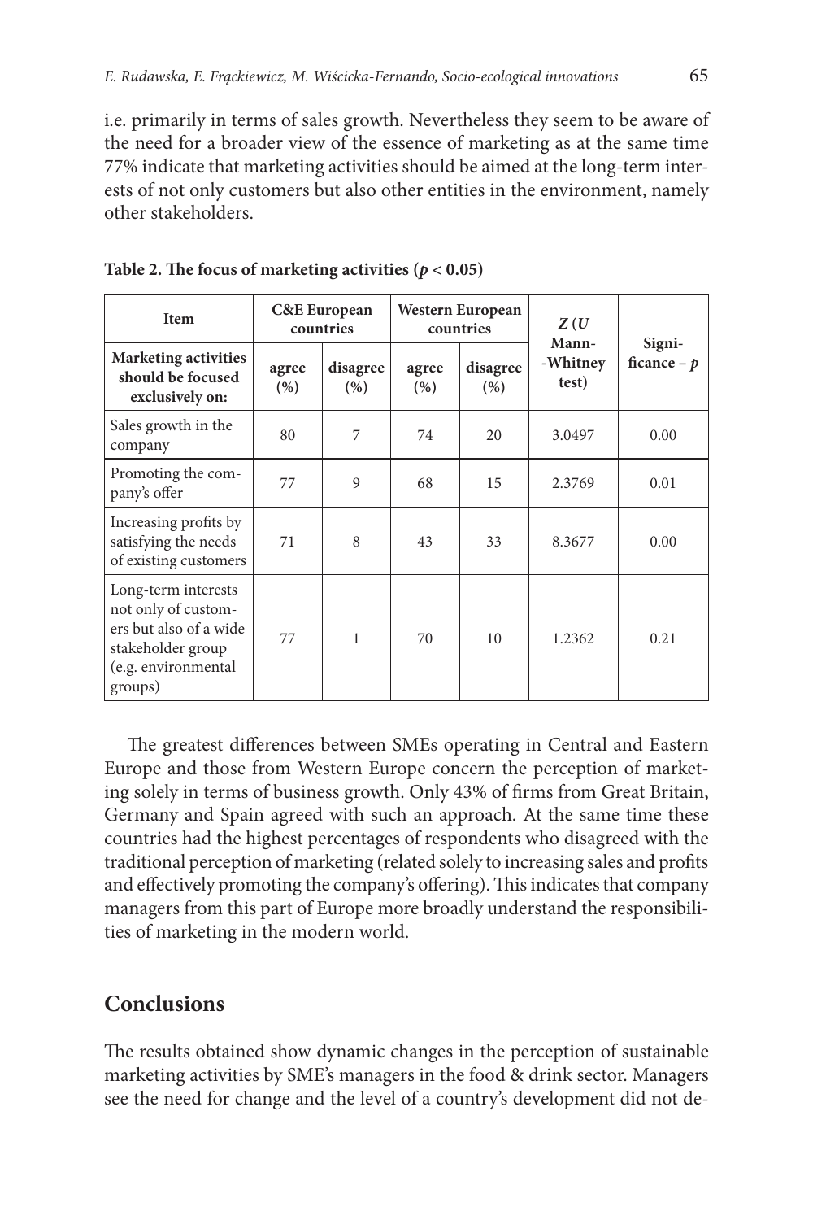i.e. primarily in terms of sales growth. Nevertheless they seem to be aware of the need for a broader view of the essence of marketing as at the same time 77% indicate that marketing activities should be aimed at the long-term interests of not only customers but also other entities in the environment, namely other stakeholders.

**Table 2. The focus of marketing activities ($p < 0.05$)**

| Item | C&E European countries | | Western European countries | | $Z$ ($U$ Mann-Whitney test) | Significance – $p$ |
|---|---|---|---|---|---|---|
| **Marketing activities should be focused exclusively on:** | **agree (%)** | **disagree (%)** | **agree (%)** | **disagree (%)** | | |
| Sales growth in the company | 80 | 7 | 74 | 20 | 3.0497 | 0.00 |
| Promoting the company's offer | 77 | 9 | 68 | 15 | 2.3769 | 0.01 |
| Increasing profits by satisfying the needs of existing customers | 71 | 8 | 43 | 33 | 8.3677 | 0.00 |
| Long-term interests not only of customers but also of a wide stakeholder group (e.g. environmental groups) | 77 | 1 | 70 | 10 | 1.2362 | 0.21 |

The greatest differences between SMEs operating in Central and Eastern Europe and those from Western Europe concern the perception of marketing solely in terms of business growth. Only 43% of firms from Great Britain, Germany and Spain agreed with such an approach. At the same time these countries had the highest percentages of respondents who disagreed with the traditional perception of marketing (related solely to increasing sales and profits and effectively promoting the company's offering). This indicates that company managers from this part of Europe more broadly understand the responsibilities of marketing in the modern world.

## Conclusions

The results obtained show dynamic changes in the perception of sustainable marketing activities by SME's managers in the food & drink sector. Managers see the need for change and the level of a country's development did not de-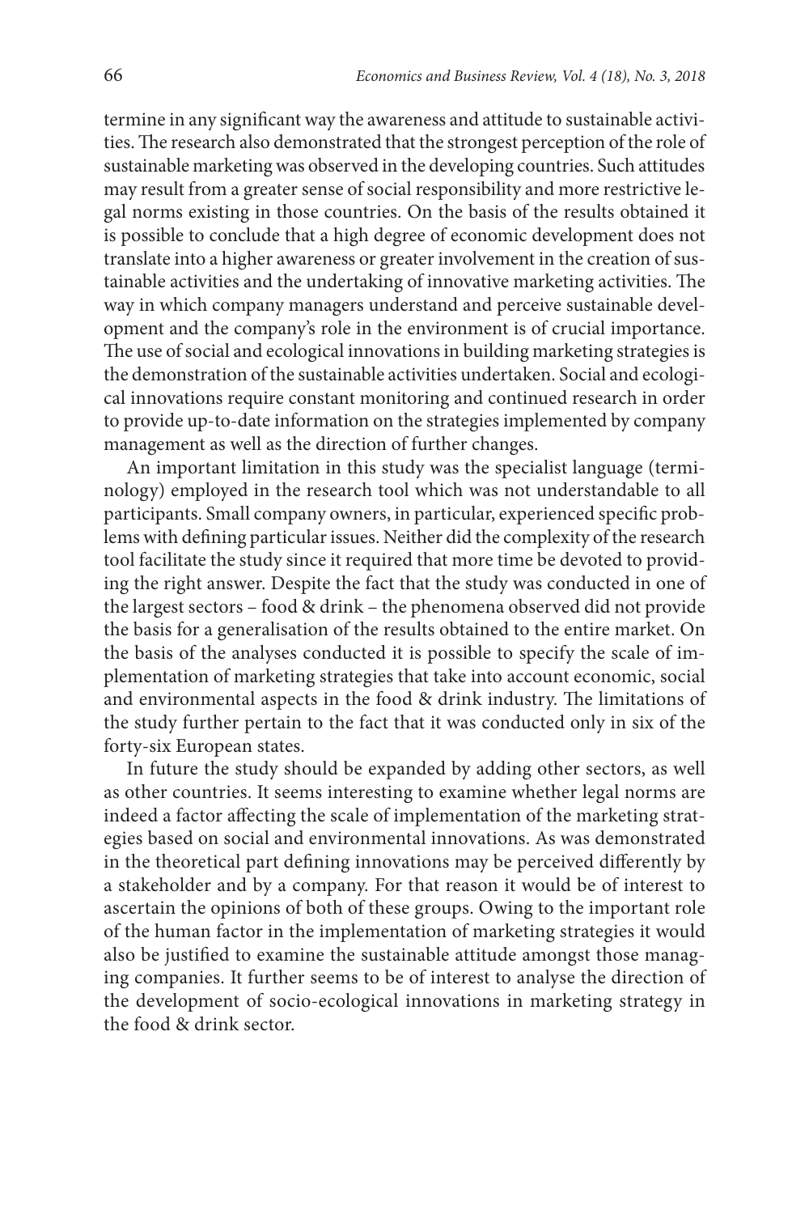termine in any significant way the awareness and attitude to sustainable activities. The research also demonstrated that the strongest perception of the role of sustainable marketing was observed in the developing countries. Such attitudes may result from a greater sense of social responsibility and more restrictive legal norms existing in those countries. On the basis of the results obtained it is possible to conclude that a high degree of economic development does not translate into a higher awareness or greater involvement in the creation of sustainable activities and the undertaking of innovative marketing activities. The way in which company managers understand and perceive sustainable development and the company's role in the environment is of crucial importance. The use of social and ecological innovations in building marketing strategies is the demonstration of the sustainable activities undertaken. Social and ecological innovations require constant monitoring and continued research in order to provide up-to-date information on the strategies implemented by company management as well as the direction of further changes.

An important limitation in this study was the specialist language (terminology) employed in the research tool which was not understandable to all participants. Small company owners, in particular, experienced specific problems with defining particular issues. Neither did the complexity of the research tool facilitate the study since it required that more time be devoted to providing the right answer. Despite the fact that the study was conducted in one of the largest sectors – food & drink – the phenomena observed did not provide the basis for a generalisation of the results obtained to the entire market. On the basis of the analyses conducted it is possible to specify the scale of implementation of marketing strategies that take into account economic, social and environmental aspects in the food & drink industry. The limitations of the study further pertain to the fact that it was conducted only in six of the forty-six European states.

In future the study should be expanded by adding other sectors, as well as other countries. It seems interesting to examine whether legal norms are indeed a factor affecting the scale of implementation of the marketing strategies based on social and environmental innovations. As was demonstrated in the theoretical part defining innovations may be perceived differently by a stakeholder and by a company. For that reason it would be of interest to ascertain the opinions of both of these groups. Owing to the important role of the human factor in the implementation of marketing strategies it would also be justified to examine the sustainable attitude amongst those managing companies. It further seems to be of interest to analyse the direction of the development of socio-ecological innovations in marketing strategy in the food & drink sector.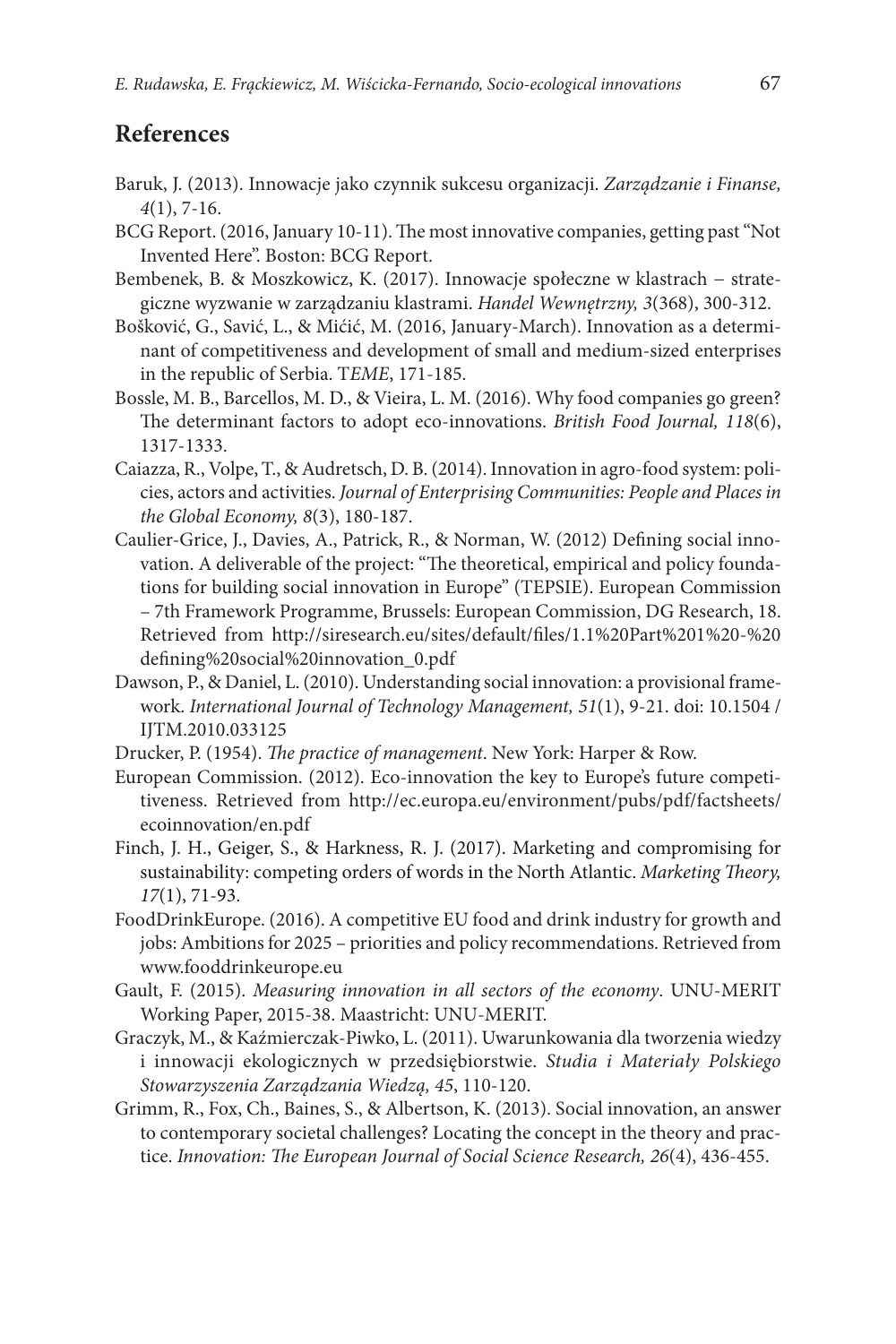## References

Baruk, J. (2013). Innowacje jako czynnik sukcesu organizacji. *Zarządzanie i Finanse, 4*(1), 7-16.

BCG Report. (2016, January 10-11). The most innovative companies, getting past "Not Invented Here". Boston: BCG Report.

Bembenek, B. & Moszkowicz, K. (2017). Innowacje społeczne w klastrach – strategiczne wyzwanie w zarządzaniu klastrami. *Handel Wewnętrzny, 3*(368), 300-312.

Bošković, G., Savić, L., & Mićić, M. (2016, January-March). Innovation as a determinant of competitiveness and development of small and medium-sized enterprises in the republic of Serbia. T*EME*, 171-185.

Bossle, M. B., Barcellos, M. D., & Vieira, L. M. (2016). Why food companies go green? The determinant factors to adopt eco-innovations. *British Food Journal, 118*(6), 1317-1333.

Caiazza, R., Volpe, T., & Audretsch, D. B. (2014). Innovation in agro-food system: policies, actors and activities. *Journal of Enterprising Communities: People and Places in the Global Economy, 8*(3), 180-187.

Caulier-Grice, J., Davies, A., Patrick, R., & Norman, W. (2012) Defining social innovation. A deliverable of the project: "The theoretical, empirical and policy foundations for building social innovation in Europe" (TEPSIE). European Commission – 7th Framework Programme, Brussels: European Commission, DG Research, 18. Retrieved from http://siresearch.eu/sites/default/files/1.1%20Part%201%20-%20defining%20social%20innovation_0.pdf

Dawson, P., & Daniel, L. (2010). Understanding social innovation: a provisional framework. *International Journal of Technology Management, 51*(1), 9-21. doi: 10.1504 / IJTM.2010.033125

Drucker, P. (1954). *The practice of management*. New York: Harper & Row.

European Commission. (2012). Eco-innovation the key to Europe's future competitiveness. Retrieved from http://ec.europa.eu/environment/pubs/pdf/factsheets/ecoinnovation/en.pdf

Finch, J. H., Geiger, S., & Harkness, R. J. (2017). Marketing and compromising for sustainability: competing orders of words in the North Atlantic. *Marketing Theory, 17*(1), 71-93.

FoodDrinkEurope. (2016). A competitive EU food and drink industry for growth and jobs: Ambitions for 2025 – priorities and policy recommendations. Retrieved from www.fooddrinkeurope.eu

Gault, F. (2015). *Measuring innovation in all sectors of the economy*. UNU-MERIT Working Paper, 2015-38. Maastricht: UNU-MERIT.

Graczyk, M., & Kaźmierczak-Piwko, L. (2011). Uwarunkowania dla tworzenia wiedzy i innowacji ekologicznych w przedsiębiorstwie. *Studia i Materiały Polskiego Stowarzyszenia Zarządzania Wiedzą, 45*, 110-120.

Grimm, R., Fox, Ch., Baines, S., & Albertson, K. (2013). Social innovation, an answer to contemporary societal challenges? Locating the concept in the theory and practice. *Innovation: The European Journal of Social Science Research, 26*(4), 436-455.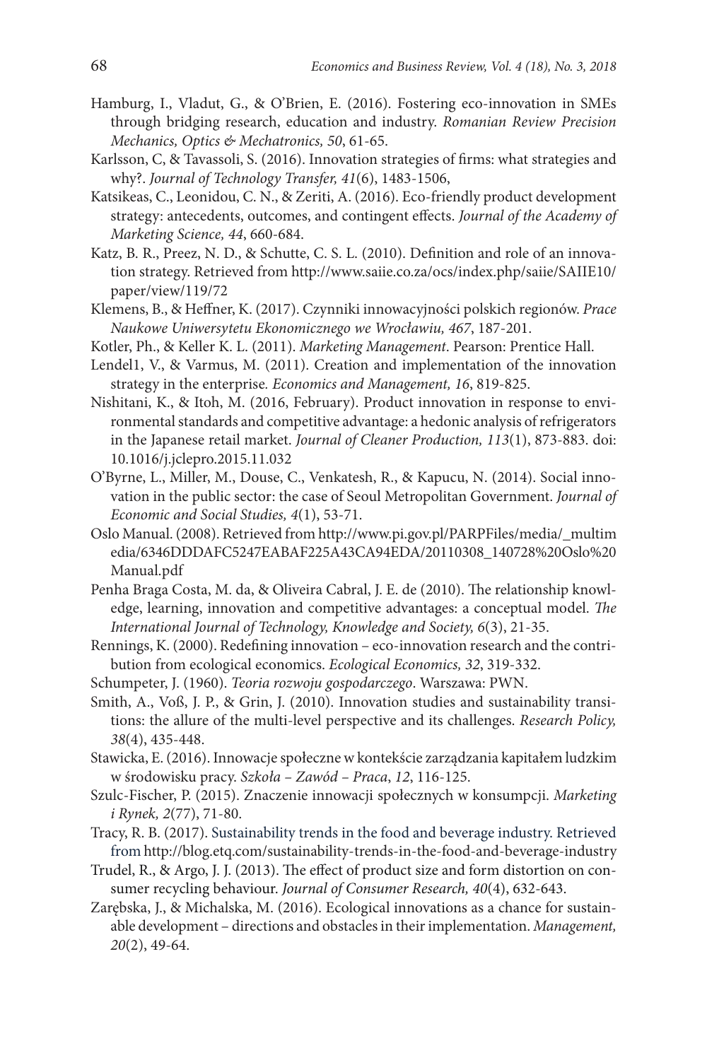Hamburg, I., Vladut, G., & O'Brien, E. (2016). Fostering eco-innovation in SMEs through bridging research, education and industry. *Romanian Review Precision Mechanics, Optics & Mechatronics, 50*, 61-65.

Karlsson, C, & Tavassoli, S. (2016). Innovation strategies of firms: what strategies and why?. *Journal of Technology Transfer, 41*(6), 1483-1506,

Katsikeas, C., Leonidou, C. N., & Zeriti, A. (2016). Eco-friendly product development strategy: antecedents, outcomes, and contingent effects. *Journal of the Academy of Marketing Science, 44*, 660-684.

Katz, B. R., Preez, N. D., & Schutte, C. S. L. (2010). Definition and role of an innovation strategy. Retrieved from http://www.saiie.co.za/ocs/index.php/saiie/SAIIE10/paper/view/119/72

Klemens, B., & Heffner, K. (2017). Czynniki innowacyjności polskich regionów. *Prace Naukowe Uniwersytetu Ekonomicznego we Wrocławiu, 467*, 187-201.

Kotler, Ph., & Keller K. L. (2011). *Marketing Management*. Pearson: Prentice Hall.

Lendel1, V., & Varmus, M. (2011). Creation and implementation of the innovation strategy in the enterprise. *Economics and Management, 16*, 819-825.

Nishitani, K., & Itoh, M. (2016, February). Product innovation in response to environmental standards and competitive advantage: a hedonic analysis of refrigerators in the Japanese retail market. *Journal of Cleaner Production, 113*(1), 873-883. doi: 10.1016/j.jclepro.2015.11.032

O'Byrne, L., Miller, M., Douse, C., Venkatesh, R., & Kapucu, N. (2014). Social innovation in the public sector: the case of Seoul Metropolitan Government. *Journal of Economic and Social Studies, 4*(1), 53-71.

Oslo Manual. (2008). Retrieved from http://www.pi.gov.pl/PARPFiles/media/_multimedia/6346DDDAFC5247EABAF225A43CA94EDA/20110308_140728%20Oslo%20Manual.pdf

Penha Braga Costa, M. da, & Oliveira Cabral, J. E. de (2010). The relationship knowledge, learning, innovation and competitive advantages: a conceptual model. *The International Journal of Technology, Knowledge and Society, 6*(3), 21-35.

Rennings, K. (2000). Redefining innovation – eco-innovation research and the contribution from ecological economics. *Ecological Economics, 32*, 319-332.

Schumpeter, J. (1960). *Teoria rozwoju gospodarczego*. Warszawa: PWN.

Smith, A., Voß, J. P., & Grin, J. (2010). Innovation studies and sustainability transitions: the allure of the multi-level perspective and its challenges. *Research Policy, 38*(4), 435-448.

Stawicka, E. (2016). Innowacje społeczne w kontekście zarządzania kapitałem ludzkim w środowisku pracy. *Szkoła – Zawód – Praca*, *12*, 116-125.

Szulc-Fischer, P. (2015). Znaczenie innowacji społecznych w konsumpcji. *Marketing i Rynek, 2*(77), 71-80.

Tracy, R. B. (2017). Sustainability trends in the food and beverage industry. Retrieved from http://blog.etq.com/sustainability-trends-in-the-food-and-beverage-industry

Trudel, R., & Argo, J. J. (2013). The effect of product size and form distortion on consumer recycling behaviour. *Journal of Consumer Research, 40*(4), 632-643.

Zarębska, J., & Michalska, M. (2016). Ecological innovations as a chance for sustainable development – directions and obstacles in their implementation. *Management, 20*(2), 49-64.